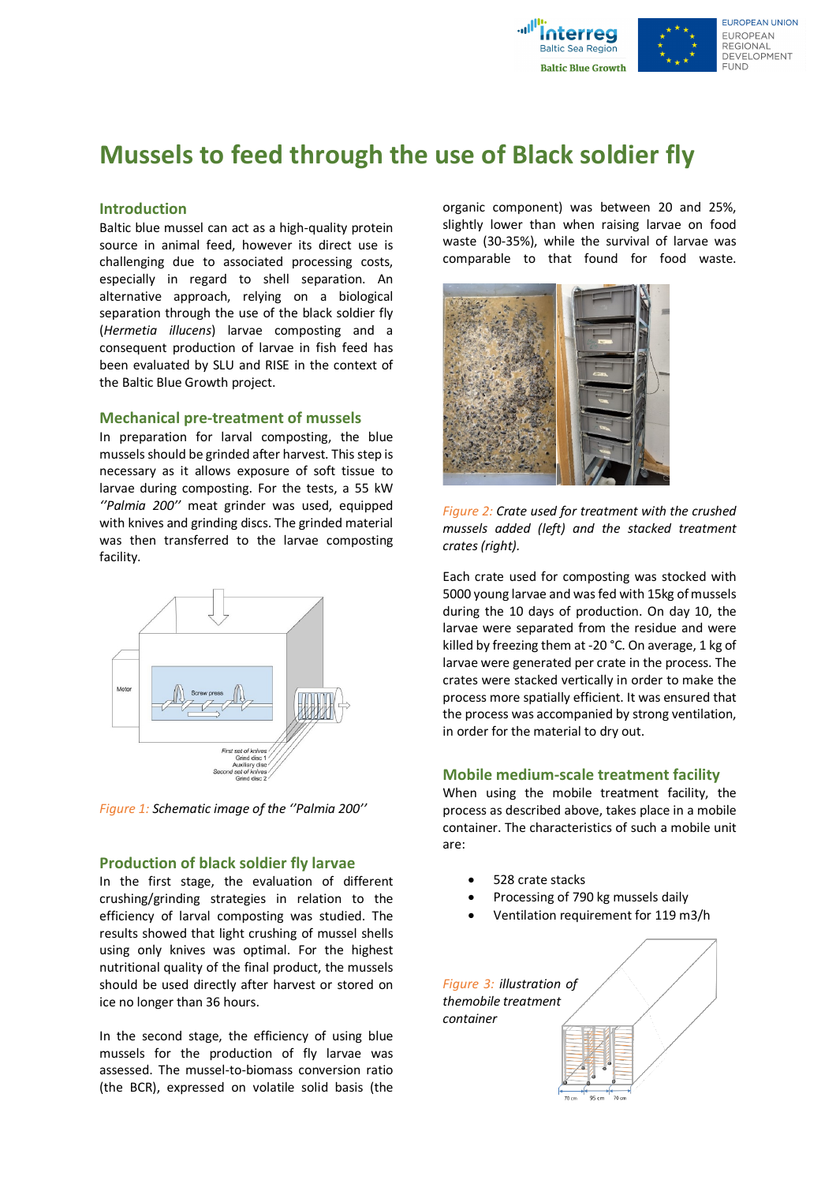# Mussels to feed through the use of Black soldier fly

## Introduction

Baltic blue mussel can act as a high-quality protein source in animal feed, however its direct use is challenging due to associated processing costs, especially in regard to shell separation. An alternative approach, relying on a biological separation through the use of the black soldier fly (*Hermetia illucens*) larvae composting and a consequent production of larvae in fish feed has been evaluated by SLU and RISE in the context of the Baltic Blue Growth project.

## Mechanical pre-treatment of mussels

In preparation for larval composting, the blue mussels should be grinded after harvest. This step is necessary as it allows exposure of soft tissue to larvae during composting. For the tests, a 55 kW *''Palmia 200''* meat grinder was used, equipped with knives and grinding discs. The grinded material was then transferred to the larvae composting facility.

*Figure 1: Schematic image of the ''Palmia 200''*

## Production of black soldier fly larvae

In the first stage, the evaluation of different crushing/grinding strategies in relation to the efficiency of larval composting was studied. The results showed that light crushing of mussel shells using only knives was optimal. For the highest nutritional quality of the final product, the mussels should be used directly after harvest or stored on ice no longer than 36 hours.

In the second stage, the efficiency of using blue mussels for the production of fly larvae was assessed. The mussel-to-biomass conversion ratio (the BCR), expressed on volatile solid basis (the organic component) was between 20 and 25%, slightly lower than when raising larvae on food waste (30-35%), while the survival of larvae was comparable to that found for food waste.

*Figure 2: Crate used for treatment with the crushed mussels added (left) and the stacked treatment crates (right).*

Each crate used for composting was stocked with 5000 young larvae and was fed with 15kg of mussels during the 10 days of production. On day 10, the larvae were separated from the residue and were killed by freezing them at -20 °C. On average, 1 kg of larvae were generated per crate in the process. The crates were stacked vertically in order to make the process more spatially efficient. It was ensured that the process was accompanied by strong ventilation, in order for the material to dry out.

## Mobile medium-scale treatment facility

When using the mobile treatment facility, the process as described above, takes place in a mobile container. The characteristics of such a mobile unit are:

- 528 crate stacks
- Processing of 790 kg mussels daily
- Ventilation requirement for 119 m3/h

*Figure 3: illustration of themobile treatment container*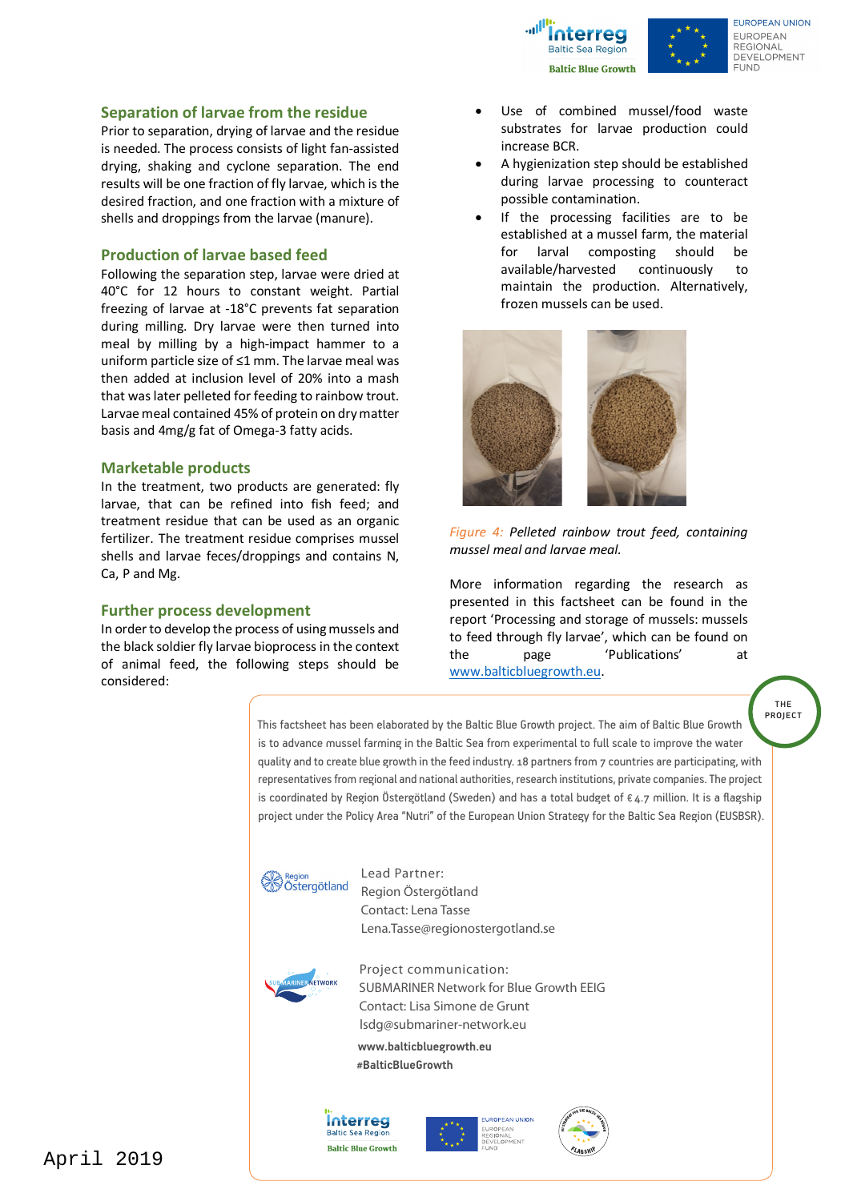## Separation of larvae from the residue

Prior to separation, drying of larvae and the residue is needed. The process consists of light fan-assisted drying, shaking and cyclone separation. The end results will be one fraction of fly larvae, which is the desired fraction, and one fraction with a mixture of shells and droppings from the larvae (manure).

## Production of larvae based feed

Following the separation step, larvae were dried at 40°C for 12 hours to constant weight. Partial freezing of larvae at -18°C prevents fat separation during milling. Dry larvae were then turned into meal by milling by a high-impact hammer to a uniform particle size of ≤1 mm. The larvae meal was then added at inclusion level of 20% into a mash that was later pelleted for feeding to rainbow trout. Larvae meal contained 45% of protein on dry matter basis and 4mg/g fat of Omega-3 fatty acids.

## Marketable products

In the treatment, two products are generated: fly larvae, that can be refined into fish feed; and treatment residue that can be used as an organic fertilizer. The treatment residue comprises mussel shells and larvae feces/droppings and contains N, Ca, P and Mg.

## Further process development

In order to develop the process of using mussels and the black soldier fly larvae bioprocess in the context of animal feed, the following steps should be considered:

- Use of combined mussel/food waste substrates for larvae production could increase BCR.
- A hygienization step should be established during larvae processing to counteract possible contamination.
- If the processing facilities are to be established at a mussel farm, the material for larval composting should be available/harvested continuously to maintain the production. Alternatively, frozen mussels can be used.

*Figure 4: Pelleted rainbow trout feed, containing mussel meal and larvae meal.*

More information regarding the research as presented in this factsheet can be found in the report 'Processing and storage of mussels: mussels to feed through fly larvae', which can be found on the page 'Publications' at www.balticbluegrowth.eu.

## THE PROJECT

This factsheet has been elaborated by the Baltic Blue Growth project. The aim of Baltic Blue Growth is to advance mussel farming in the Baltic Sea from experimental to full scale to improve the water quality and to create blue growth in the feed industry. 18 partners from 7 countries are participating, with representatives from regional and national authorities, research institutions, private companies. The project is coordinated by Region Östergötland (Sweden) and has a total budget of € 4.7 million. It is a flagship project under the Policy Area "Nutri" of the European Union Strategy for the Baltic Sea Region (EUSBSR).

Lead Partner:
Region Östergötland
Contact: Lena Tasse
Lena.Tasse@regionostergotland.se

Project communication:
SUBMARINER Network for Blue Growth EEIG
Contact: Lisa Simone de Grunt
lsdg@submariner-network.eu

**www.balticbluegrowth.eu**
**#BalticBlueGrowth**

April 2019